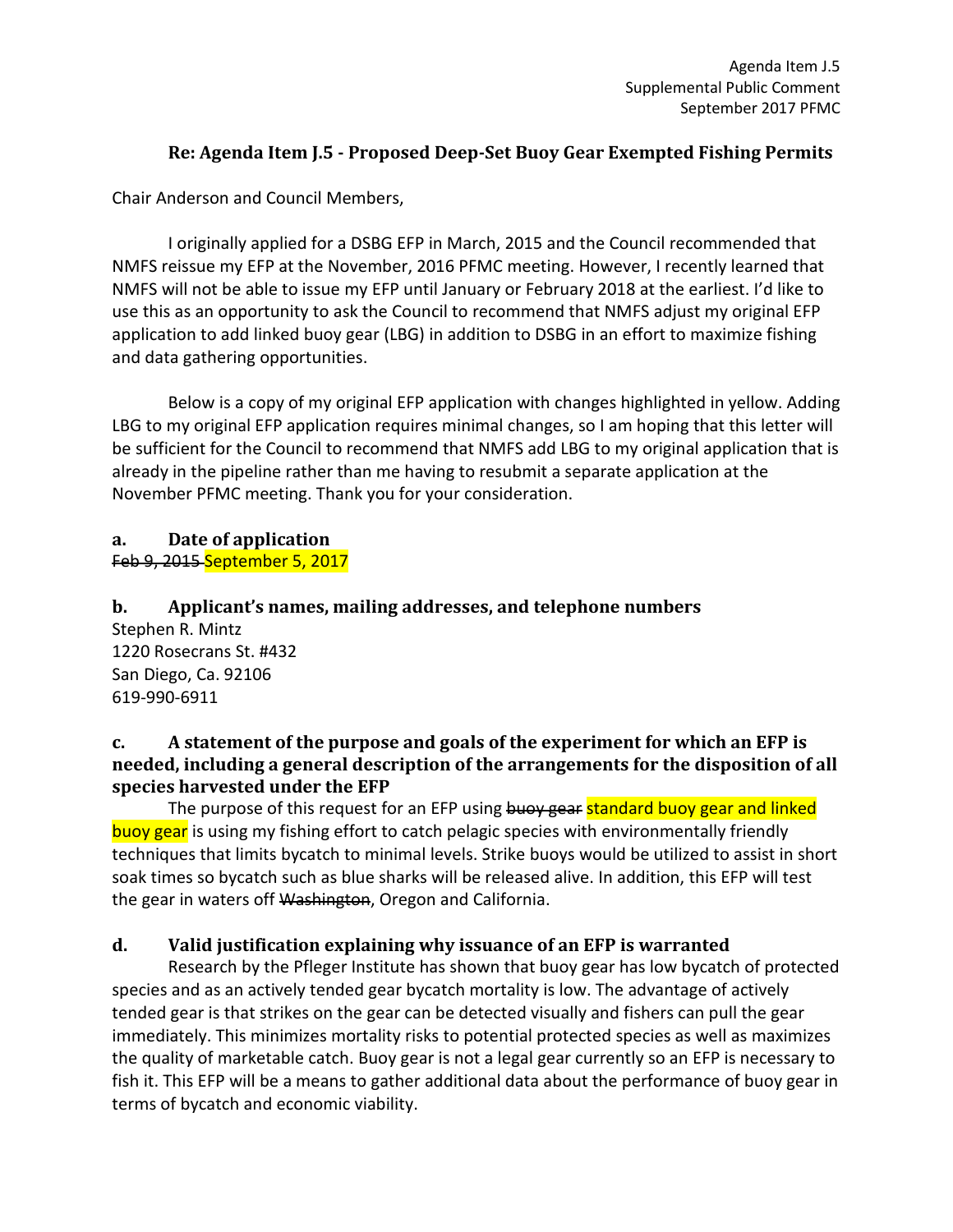Agenda Item J.5
Supplemental Public Comment
September 2017 PFMC

## Re: Agenda Item J.5 - Proposed Deep-Set Buoy Gear Exempted Fishing Permits

Chair Anderson and Council Members,

I originally applied for a DSBG EFP in March, 2015 and the Council recommended that NMFS reissue my EFP at the November, 2016 PFMC meeting. However, I recently learned that NMFS will not be able to issue my EFP until January or February 2018 at the earliest. I'd like to use this as an opportunity to ask the Council to recommend that NMFS adjust my original EFP application to add linked buoy gear (LBG) in addition to DSBG in an effort to maximize fishing and data gathering opportunities.

Below is a copy of my original EFP application with changes highlighted in yellow. Adding LBG to my original EFP application requires minimal changes, so I am hoping that this letter will be sufficient for the Council to recommend that NMFS add LBG to my original application that is already in the pipeline rather than me having to resubmit a separate application at the November PFMC meeting. Thank you for your consideration.

### a. Date of application

~~Feb 9, 2015~~ September 5, 2017

### b. Applicant's names, mailing addresses, and telephone numbers

Stephen R. Mintz
1220 Rosecrans St. #432
San Diego, Ca. 92106
619-990-6911

### c. A statement of the purpose and goals of the experiment for which an EFP is needed, including a general description of the arrangements for the disposition of all species harvested under the EFP

The purpose of this request for an EFP using ~~buoy gear~~ standard buoy gear and linked buoy gear is using my fishing effort to catch pelagic species with environmentally friendly techniques that limits bycatch to minimal levels. Strike buoys would be utilized to assist in short soak times so bycatch such as blue sharks will be released alive. In addition, this EFP will test the gear in waters off ~~Washington~~, Oregon and California.

### d. Valid justification explaining why issuance of an EFP is warranted

Research by the Pfleger Institute has shown that buoy gear has low bycatch of protected species and as an actively tended gear bycatch mortality is low. The advantage of actively tended gear is that strikes on the gear can be detected visually and fishers can pull the gear immediately. This minimizes mortality risks to potential protected species as well as maximizes the quality of marketable catch. Buoy gear is not a legal gear currently so an EFP is necessary to fish it. This EFP will be a means to gather additional data about the performance of buoy gear in terms of bycatch and economic viability.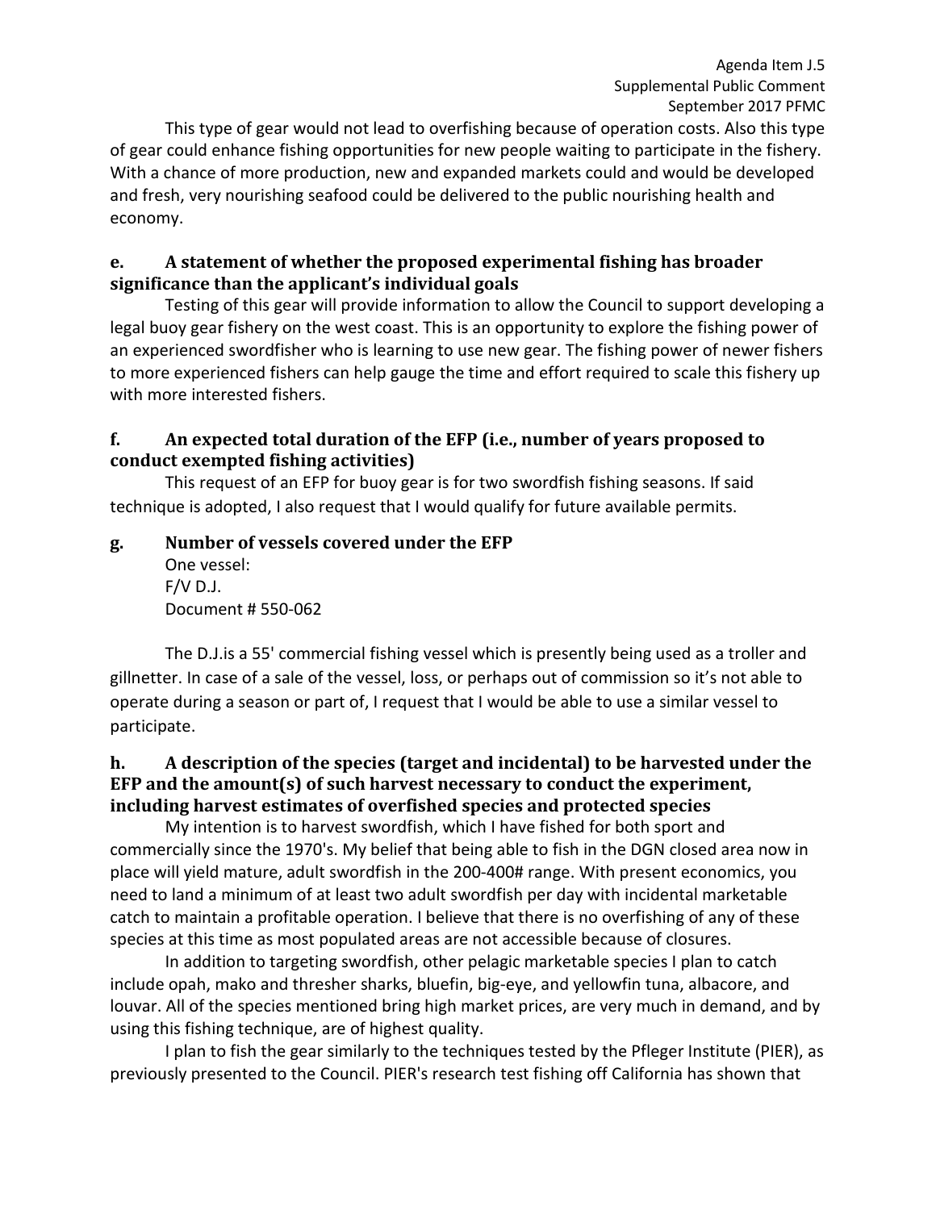This type of gear would not lead to overfishing because of operation costs. Also this type of gear could enhance fishing opportunities for new people waiting to participate in the fishery. With a chance of more production, new and expanded markets could and would be developed and fresh, very nourishing seafood could be delivered to the public nourishing health and economy.

### e. A statement of whether the proposed experimental fishing has broader significance than the applicant's individual goals

Testing of this gear will provide information to allow the Council to support developing a legal buoy gear fishery on the west coast. This is an opportunity to explore the fishing power of an experienced swordfisher who is learning to use new gear. The fishing power of newer fishers to more experienced fishers can help gauge the time and effort required to scale this fishery up with more interested fishers.

### f. An expected total duration of the EFP (i.e., number of years proposed to conduct exempted fishing activities)

This request of an EFP for buoy gear is for two swordfish fishing seasons. If said technique is adopted, I also request that I would qualify for future available permits.

### g. Number of vessels covered under the EFP

One vessel:
F/V D.J.
Document # 550-062

The D.J.is a 55' commercial fishing vessel which is presently being used as a troller and gillnetter. In case of a sale of the vessel, loss, or perhaps out of commission so it's not able to operate during a season or part of, I request that I would be able to use a similar vessel to participate.

### h. A description of the species (target and incidental) to be harvested under the EFP and the amount(s) of such harvest necessary to conduct the experiment, including harvest estimates of overfished species and protected species

My intention is to harvest swordfish, which I have fished for both sport and commercially since the 1970's. My belief that being able to fish in the DGN closed area now in place will yield mature, adult swordfish in the 200-400# range. With present economics, you need to land a minimum of at least two adult swordfish per day with incidental marketable catch to maintain a profitable operation. I believe that there is no overfishing of any of these species at this time as most populated areas are not accessible because of closures.

In addition to targeting swordfish, other pelagic marketable species I plan to catch include opah, mako and thresher sharks, bluefin, big-eye, and yellowfin tuna, albacore, and louvar. All of the species mentioned bring high market prices, are very much in demand, and by using this fishing technique, are of highest quality.

I plan to fish the gear similarly to the techniques tested by the Pfleger Institute (PIER), as previously presented to the Council. PIER's research test fishing off California has shown that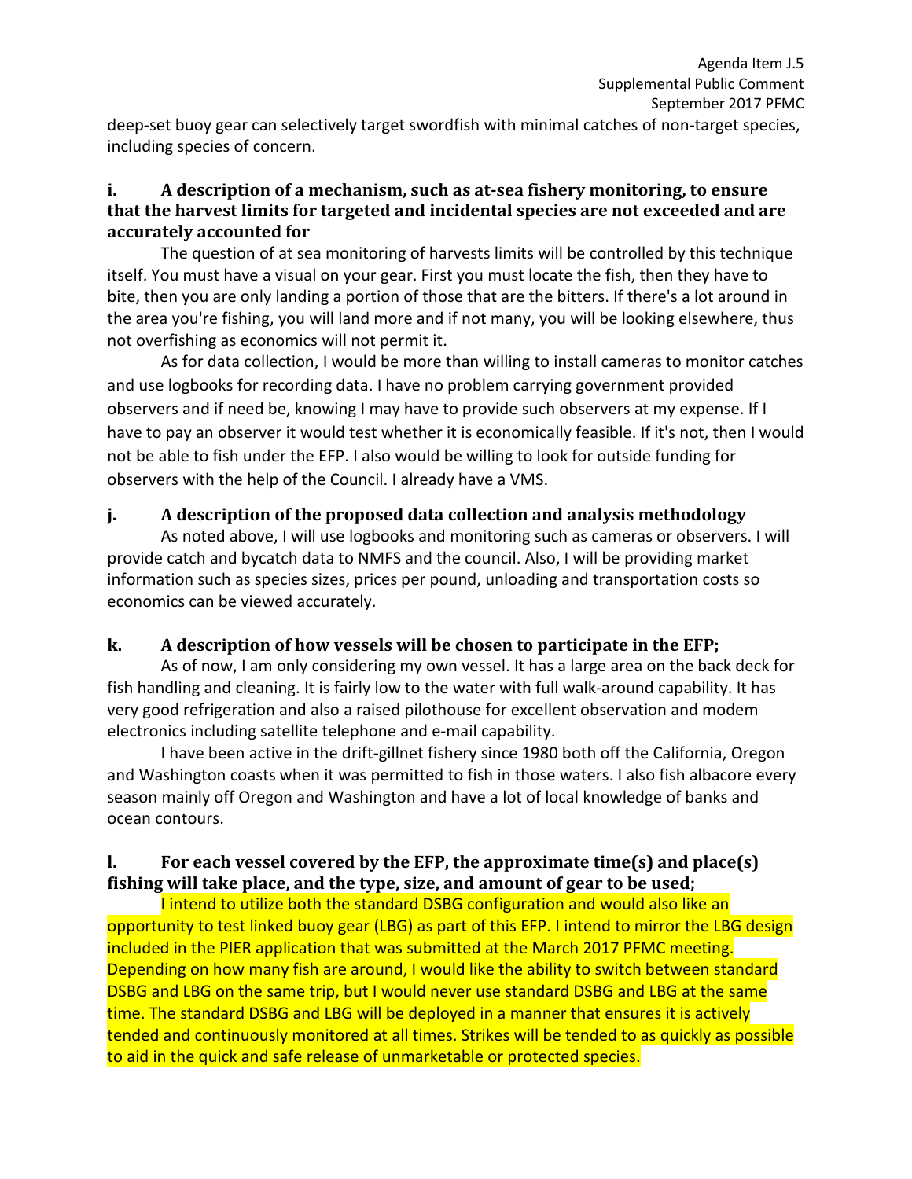deep-set buoy gear can selectively target swordfish with minimal catches of non-target species, including species of concern.

### i. A description of a mechanism, such as at-sea fishery monitoring, to ensure that the harvest limits for targeted and incidental species are not exceeded and are accurately accounted for

The question of at sea monitoring of harvests limits will be controlled by this technique itself. You must have a visual on your gear. First you must locate the fish, then they have to bite, then you are only landing a portion of those that are the bitters. If there's a lot around in the area you're fishing, you will land more and if not many, you will be looking elsewhere, thus not overfishing as economics will not permit it.

As for data collection, I would be more than willing to install cameras to monitor catches and use logbooks for recording data. I have no problem carrying government provided observers and if need be, knowing I may have to provide such observers at my expense. If I have to pay an observer it would test whether it is economically feasible. If it's not, then I would not be able to fish under the EFP. I also would be willing to look for outside funding for observers with the help of the Council. I already have a VMS.

### j. A description of the proposed data collection and analysis methodology

As noted above, I will use logbooks and monitoring such as cameras or observers. I will provide catch and bycatch data to NMFS and the council. Also, I will be providing market information such as species sizes, prices per pound, unloading and transportation costs so economics can be viewed accurately.

### k. A description of how vessels will be chosen to participate in the EFP;

As of now, I am only considering my own vessel. It has a large area on the back deck for fish handling and cleaning. It is fairly low to the water with full walk-around capability. It has very good refrigeration and also a raised pilothouse for excellent observation and modem electronics including satellite telephone and e-mail capability.

I have been active in the drift-gillnet fishery since 1980 both off the California, Oregon and Washington coasts when it was permitted to fish in those waters. I also fish albacore every season mainly off Oregon and Washington and have a lot of local knowledge of banks and ocean contours.

### l. For each vessel covered by the EFP, the approximate time(s) and place(s) fishing will take place, and the type, size, and amount of gear to be used;

I intend to utilize both the standard DSBG configuration and would also like an opportunity to test linked buoy gear (LBG) as part of this EFP. I intend to mirror the LBG design included in the PIER application that was submitted at the March 2017 PFMC meeting. Depending on how many fish are around, I would like the ability to switch between standard DSBG and LBG on the same trip, but I would never use standard DSBG and LBG at the same time. The standard DSBG and LBG will be deployed in a manner that ensures it is actively tended and continuously monitored at all times. Strikes will be tended to as quickly as possible to aid in the quick and safe release of unmarketable or protected species.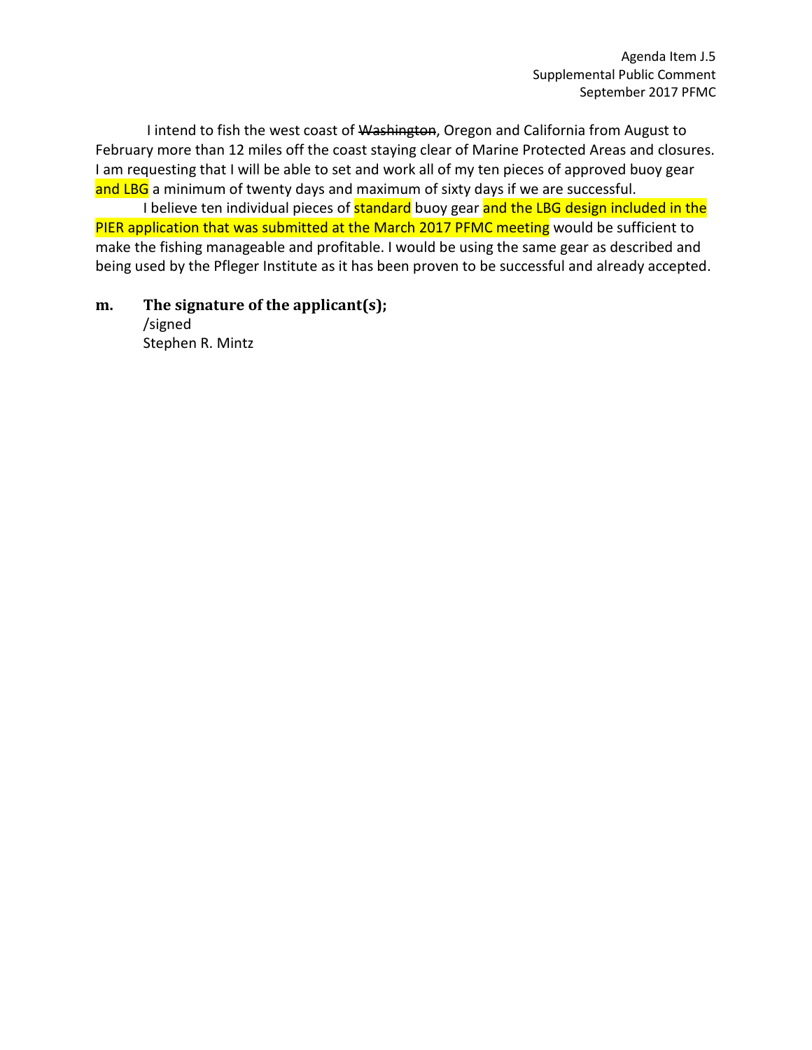Agenda Item J.5
Supplemental Public Comment
September 2017 PFMC

I intend to fish the west coast of ~~Washington~~, Oregon and California from August to February more than 12 miles off the coast staying clear of Marine Protected Areas and closures. I am requesting that I will be able to set and work all of my ten pieces of approved buoy gear and LBG a minimum of twenty days and maximum of sixty days if we are successful.

I believe ten individual pieces of standard buoy gear and the LBG design included in the PIER application that was submitted at the March 2017 PFMC meeting would be sufficient to make the fishing manageable and profitable. I would be using the same gear as described and being used by the Pfleger Institute as it has been proven to be successful and already accepted.

**m. The signature of the applicant(s);**

/signed
Stephen R. Mintz